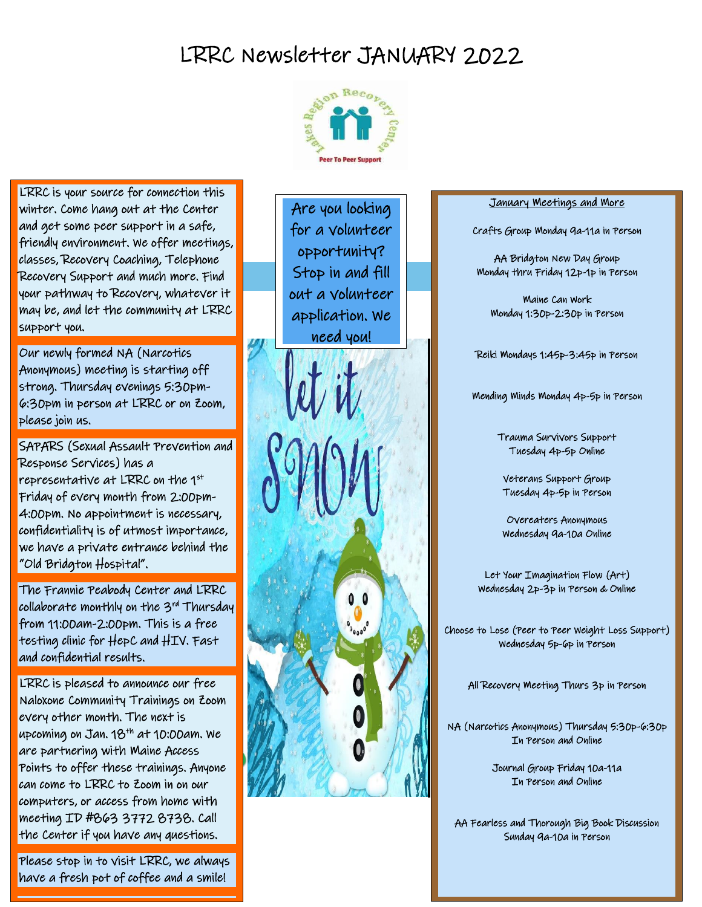# LRRC Newsletter JANUARY 2022

LRRC is your source for connection this winter. Come hang out at the Center and get some peer support in a safe, friendly environment. We offer meetings, classes, Recovery Coaching, Telephone Recovery Support and much more. Find your pathway to Recovery, whatever it may be, and let the community at LRRC support you.

Our newly formed NA (Narcotics Anonymous) meeting is starting off strong. Thursday evenings 5:30pm-6:30pm in person at LRRC or on Zoom, please join us.

SAPARS (Sexual Assault Prevention and Response Services) has a representative at LRRC on the 1st Friday of every month from 2:00pm-4:00pm. No appointment is necessary, confidentiality is of utmost importance, we have a private entrance behind the "Old Bridgton Hospital".

The Frannie Peabody Center and LRRC collaborate monthly on the 3rd Thursday from 11:00am-2:00pm. This is a free testing clinic for HepC and HIV. Fast and confidential results.

LRRC is pleased to announce our free Naloxone Community Trainings on Zoom every other month. The next is upcoming on Jan. 18th at 10:00am. We are partnering with Maine Access Points to offer these trainings. Anyone can come to LRRC to Zoom in on our computers, or access from home with meeting ID #863 3772 8738. Call the Center if you have any questions.

Please stop in to visit LRRC, we always have a fresh pot of coffee and a smile!

Are you looking for a volunteer opportunity? Stop in and fill out a volunteer application. We need you!

let it SNOW

## January Meetings and More

Crafts Group Monday 9a-11a in Person

AA Bridgton New Day Group
Monday thru Friday 12p-1p in Person

Maine Can Work
Monday 1:30p-2:30p in Person

Reiki Mondays 1:45p-3:45p in Person

Mending Minds Monday 4p-5p in Person

Trauma Survivors Support
Tuesday 4p-5p Online

Veterans Support Group
Tuesday 4p-5p in Person

Overeaters Anonymous
Wednesday 9a-10a Online

Let Your Imagination Flow (Art)
Wednesday 2p-3p in Person & Online

Choose to Lose (Peer to Peer Weight Loss Support)
Wednesday 5p-6p in Person

All Recovery Meeting Thurs 3p in Person

NA (Narcotics Anonymous) Thursday 5:30p-6:30p
In Person and Online

Journal Group Friday 10a-11a
In Person and Online

AA Fearless and Thorough Big Book Discussion
Sunday 9a-10a in Person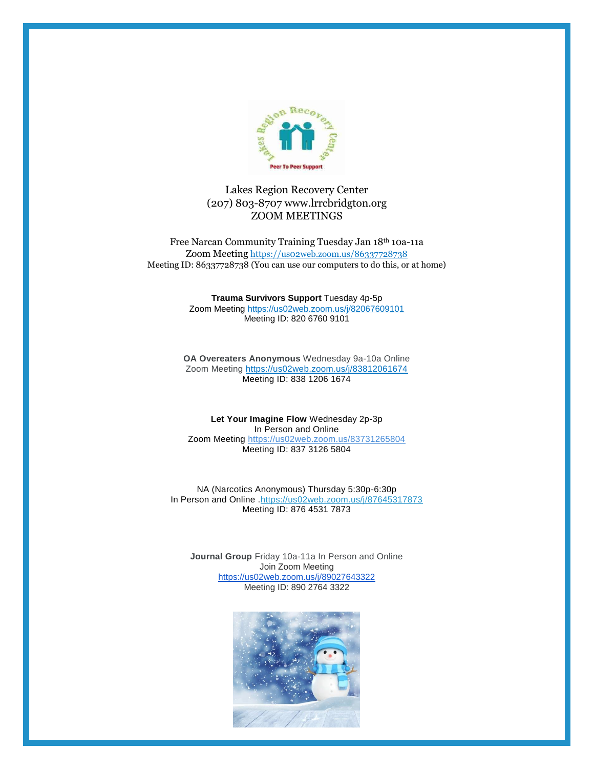Lakes Region Recovery Center
(207) 803-8707 www.lrrcbridgton.org
ZOOM MEETINGS

Free Narcan Community Training Tuesday Jan 18th 10a-11a
Zoom Meeting https://us02web.zoom.us/86337728738
Meeting ID: 86337728738 (You can use our computers to do this, or at home)

**Trauma Survivors Support** Tuesday 4p-5p
Zoom Meeting https://us02web.zoom.us/j/82067609101
Meeting ID: 820 6760 9101

**OA Overeaters Anonymous** Wednesday 9a-10a Online
Zoom Meeting https://us02web.zoom.us/j/83812061674
Meeting ID: 838 1206 1674

**Let Your Imagine Flow** Wednesday 2p-3p
In Person and Online
Zoom Meeting https://us02web.zoom.us/83731265804
Meeting ID: 837 3126 5804

NA (Narcotics Anonymous) Thursday 5:30p-6:30p
In Person and Online .https://us02web.zoom.us/j/87645317873
Meeting ID: 876 4531 7873

**Journal Group** Friday 10a-11a In Person and Online
Join Zoom Meeting
https://us02web.zoom.us/j/89027643322
Meeting ID: 890 2764 3322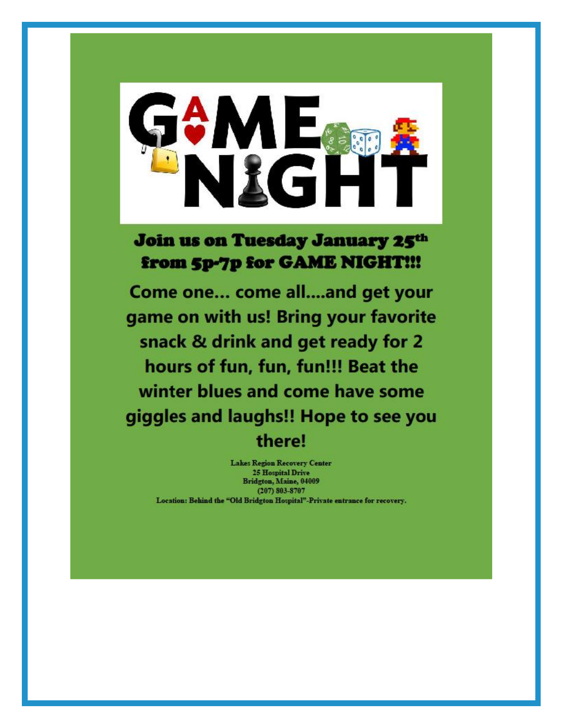# GAME NIGHT

## Join us on Tuesday January 25th from 5p-7p for GAME NIGHT!!!

**Come one… come all….and get your game on with us! Bring your favorite snack & drink and get ready for 2 hours of fun, fun, fun!!! Beat the winter blues and come have some giggles and laughs!! Hope to see you there!**

**Lakes Region Recovery Center**
**25 Hospital Drive**
**Bridgton, Maine, 04009**
**(207) 803-8707**
**Location: Behind the "Old Bridgton Hospital"-Private entrance for recovery.**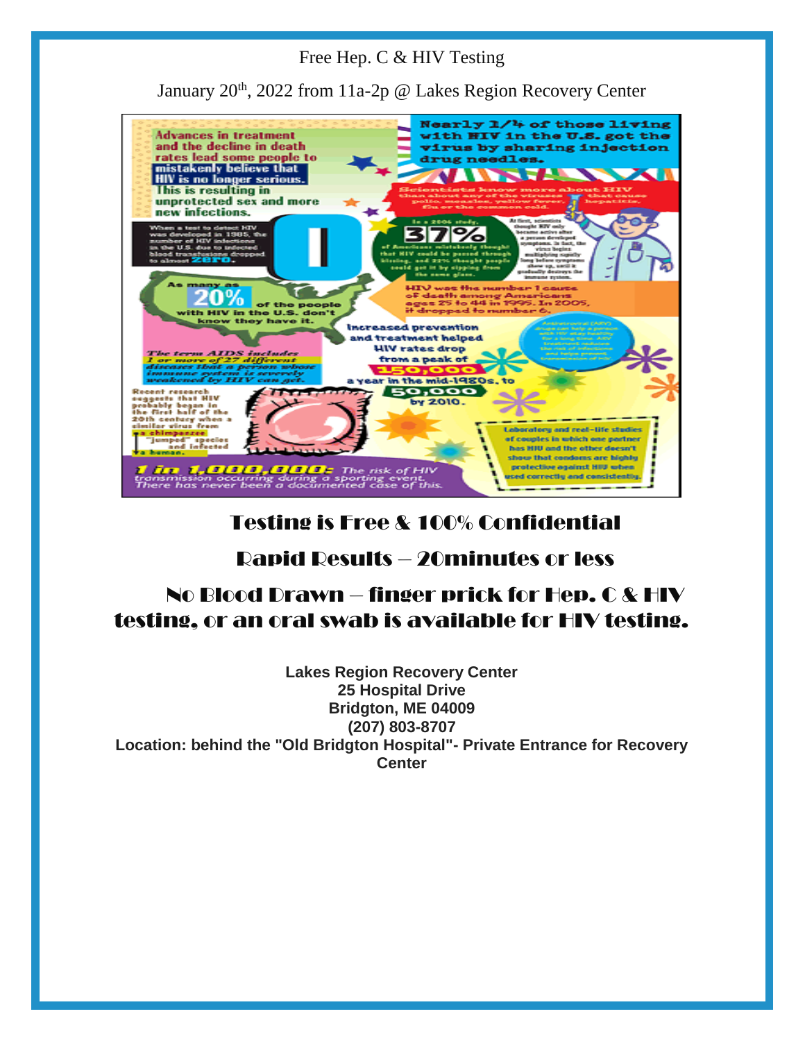Free Hep. C & HIV Testing

January 20th, 2022 from 11a-2p @ Lakes Region Recovery Center

Advances in treatment and the decline in death rates lead some people to mistakenly believe that HIV is no longer serious. This is resulting in unprotected sex and more new infections.

Nearly 1/4 of those living with HIV in the U.S. got the virus by sharing injection drug needles.

Scientists know more about HIV than about any of the viruses that cause polio, measles, yellow fever, flu or the common cold, hepatitis.

When a test to detect HIV was developed in 1985, the number of HIV infections in the U.S. due to infected blood transfusions dropped to almost ZERO.

In a 2006 study, 37% of Americans mistakenly thought that HIV could be passed through kissing, and 22% thought people could get it by sipping from the same glass.

At first, scientists thought HIV only became active after a person developed symptoms. In fact, the virus begins multiplying rapidly long before symptoms show up, until it gradually destroys the immune system.

As many as 20% of the people with HIV in the U.S. don't know they have it.

HIV was the number 1 cause of death among Americans ages 25 to 44 in 1995. In 2005, it dropped to number 6.

Increased prevention and treatment helped HIV rates drop from a peak of 150,000 a year in the mid-1980s, to 50,000 by 2010.

Antiretroviral (ARV) drugs can help a person with HIV stay healthy for a long time. ARV treatment reduces the risk of infections and helps prevent transmission of HIV.

The term AIDS includes 1 or more of 27 different diseases that a person whose immune system is severely weakened by HIV can get.

Recent research suggests that HIV probably began in the first half of the 20th century when a similar virus from a chimpanzee "jumped" species and infected a human.

Laboratory and real-life studies of couples in which one partner has HIV and the other doesn't show that condoms are highly protective against HIV when used correctly and consistently.

1 in 1,000,000: The risk of HIV transmission occurring during a sporting event. There has never been a documented case of this.

## Testing is Free & 100% Confidential

## Rapid Results – 20minutes or less

## No Blood Drawn – finger prick for Hep. C & HIV testing, or an oral swab is available for HIV testing.

**Lakes Region Recovery Center**
**25 Hospital Drive**
**Bridgton, ME 04009**
**(207) 803-8707**
**Location: behind the "Old Bridgton Hospital"- Private Entrance for Recovery Center**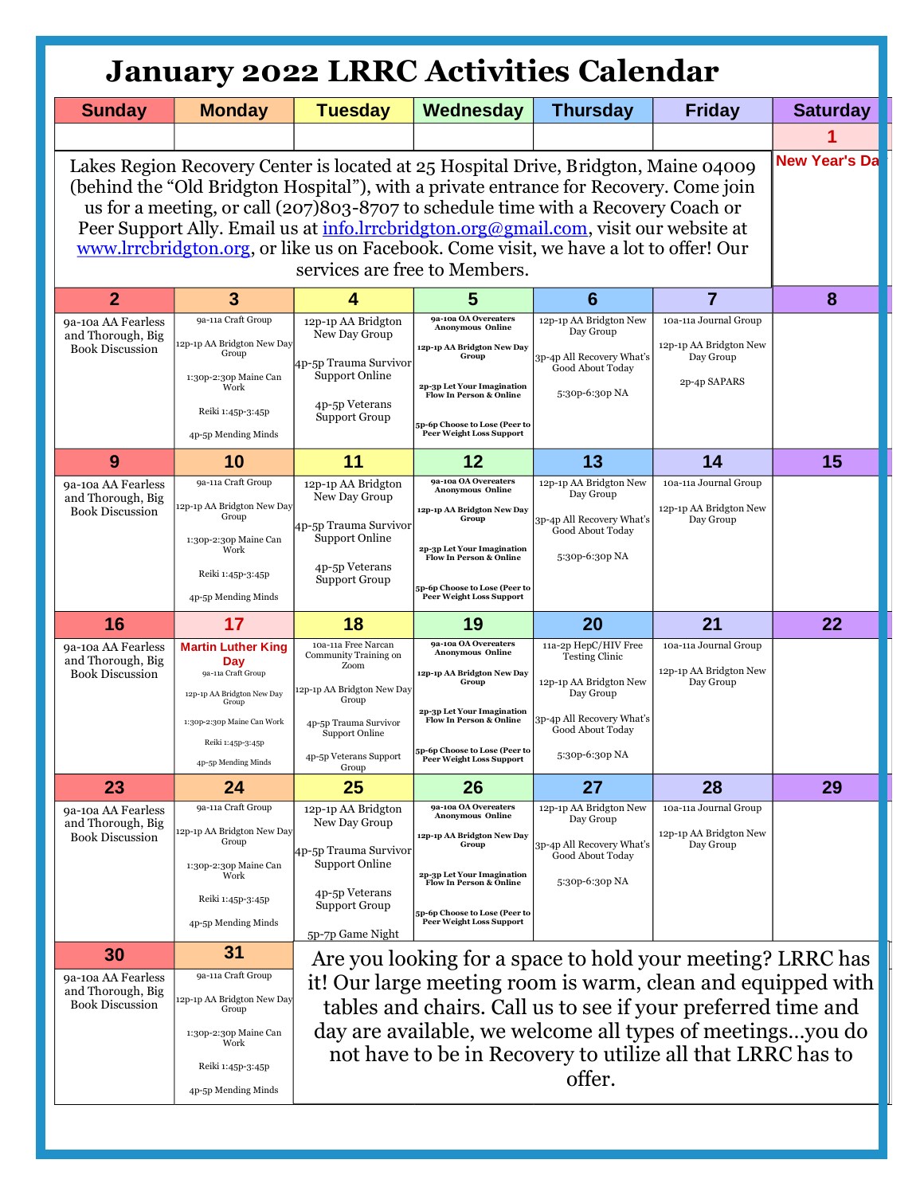# January 2022 LRRC Activities Calendar

| Sunday | Monday | Tuesday | Wednesday | Thursday | Friday | Saturday |
|---|---|---|---|---|---|---|
| | | | | | | 1 New Year's Da |
| 2<br>9a-10a AA Fearless and Thorough, Big Book Discussion | 3<br>9a-11a Craft Group<br>12p-1p AA Bridgton New Day Group<br>1:30p-2:30p Maine Can Work<br>Reiki 1:45p-3:45p<br>4p-5p Mending Minds | 4<br>12p-1p AA Bridgton New Day Group<br>4p-5p Trauma Survivor Support Online<br>4p-5p Veterans Support Group | 5<br>9a-10a OA Overeaters Anonymous Online<br>12p-1p AA Bridgton New Day Group<br>2p-3p Let Your Imagination Flow In Person & Online<br>5p-6p Choose to Lose (Peer to Peer Weight Loss Support | 6<br>12p-1p AA Bridgton New Day Group<br>3p-4p All Recovery What's Good About Today<br>5:30p-6:30p NA | 7<br>10a-11a Journal Group<br>12p-1p AA Bridgton New Day Group<br>2p-4p SAPARS | 8 |
| 9<br>9a-10a AA Fearless and Thorough, Big Book Discussion | 10<br>9a-11a Craft Group<br>12p-1p AA Bridgton New Day Group<br>1:30p-2:30p Maine Can Work<br>Reiki 1:45p-3:45p<br>4p-5p Mending Minds | 11<br>12p-1p AA Bridgton New Day Group<br>4p-5p Trauma Survivor Support Online<br>4p-5p Veterans Support Group | 12<br>9a-10a OA Overeaters Anonymous Online<br>12p-1p AA Bridgton New Day Group<br>2p-3p Let Your Imagination Flow In Person & Online<br>5p-6p Choose to Lose (Peer to Peer Weight Loss Support | 13<br>12p-1p AA Bridgton New Day Group<br>3p-4p All Recovery What's Good About Today<br>5:30p-6:30p NA | 14<br>10a-11a Journal Group<br>12p-1p AA Bridgton New Day Group | 15 |
| 16<br>9a-10a AA Fearless and Thorough, Big Book Discussion | 17<br>**Martin Luther King Day**<br>9a-11a Craft Group<br>12p-1p AA Bridgton New Day Group<br>1:30p-2:30p Maine Can Work<br>Reiki 1:45p-3:45p<br>4p-5p Mending Minds | 18<br>10a-11a Free Narcan Community Training on Zoom<br>12p-1p AA Bridgton New Day Group<br>4p-5p Trauma Survivor Support Online<br>4p-5p Veterans Support Group | 19<br>9a-10a OA Overeaters Anonymous Online<br>12p-1p AA Bridgton New Day Group<br>2p-3p Let Your Imagination Flow In Person & Online<br>5p-6p Choose to Lose (Peer to Peer Weight Loss Support | 20<br>11a-2p HepC/HIV Free Testing Clinic<br>12p-1p AA Bridgton New Day Group<br>3p-4p All Recovery What's Good About Today<br>5:30p-6:30p NA | 21<br>10a-11a Journal Group<br>12p-1p AA Bridgton New Day Group | 22 |
| 23<br>9a-10a AA Fearless and Thorough, Big Book Discussion | 24<br>9a-11a Craft Group<br>12p-1p AA Bridgton New Day Group<br>1:30p-2:30p Maine Can Work<br>Reiki 1:45p-3:45p<br>4p-5p Mending Minds | 25<br>12p-1p AA Bridgton New Day Group<br>4p-5p Trauma Survivor Support Online<br>4p-5p Veterans Support Group<br>5p-7p Game Night | 26<br>9a-10a OA Overeaters Anonymous Online<br>12p-1p AA Bridgton New Day Group<br>2p-3p Let Your Imagination Flow In Person & Online<br>5p-6p Choose to Lose (Peer to Peer Weight Loss Support | 27<br>12p-1p AA Bridgton New Day Group<br>3p-4p All Recovery What's Good About Today<br>5:30p-6:30p NA | 28<br>10a-11a Journal Group<br>12p-1p AA Bridgton New Day Group | 29 |
| 30<br>9a-10a AA Fearless and Thorough, Big Book Discussion | 31<br>9a-11a Craft Group<br>12p-1p AA Bridgton New Day Group<br>1:30p-2:30p Maine Can Work<br>Reiki 1:45p-3:45p<br>4p-5p Mending Minds | | | | | |

Lakes Region Recovery Center is located at 25 Hospital Drive, Bridgton, Maine 04009 (behind the "Old Bridgton Hospital"), with a private entrance for Recovery. Come join us for a meeting, or call (207)803-8707 to schedule time with a Recovery Coach or Peer Support Ally. Email us at info.lrrcbridgton.org@gmail.com, visit our website at www.lrrcbridgton.org, or like us on Facebook. Come visit, we have a lot to offer! Our services are free to Members.

Are you looking for a space to hold your meeting? LRRC has it! Our large meeting room is warm, clean and equipped with tables and chairs. Call us to see if your preferred time and day are available, we welcome all types of meetings…you do not have to be in Recovery to utilize all that LRRC has to offer.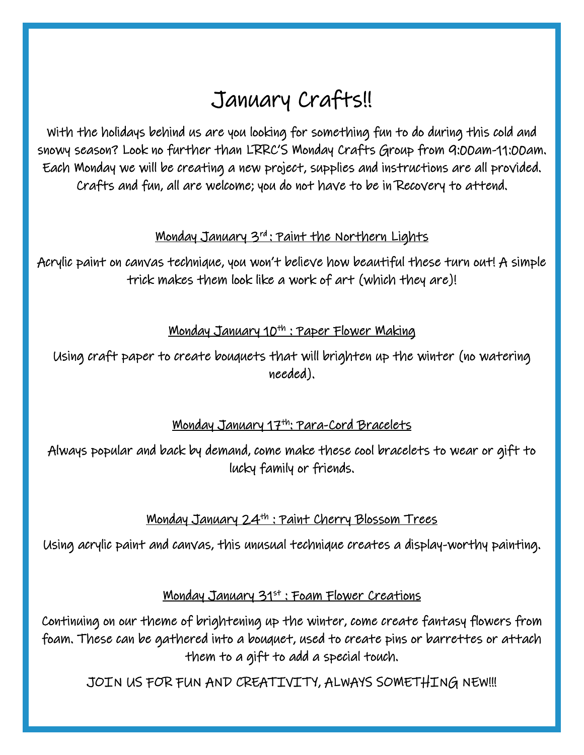# January Crafts!!

With the holidays behind us are you looking for something fun to do during this cold and snowy season? Look no further than LRRC'S Monday Crafts Group from 9:00am-11:00am. Each Monday we will be creating a new project, supplies and instructions are all provided. Crafts and fun, all are welcome; you do not have to be in Recovery to attend.

<u>Monday January 3rd : Paint the Northern Lights</u>

Acrylic paint on canvas technique, you won't believe how beautiful these turn out! A simple trick makes them look like a work of art (which they are)!

<u>Monday January 10th : Paper Flower Making</u>

Using craft paper to create bouquets that will brighten up the winter (no watering needed).

<u>Monday January 17th: Para-Cord Bracelets</u>

Always popular and back by demand, come make these cool bracelets to wear or gift to lucky family or friends.

<u>Monday January 24th : Paint Cherry Blossom Trees</u>

Using acrylic paint and canvas, this unusual technique creates a display-worthy painting.

<u>Monday January 31st : Foam Flower Creations</u>

Continuing on our theme of brightening up the winter, come create fantasy flowers from foam. These can be gathered into a bouquet, used to create pins or barrettes or attach them to a gift to add a special touch.

JOIN US FOR FUN AND CREATIVITY, ALWAYS SOMETHING NEW!!!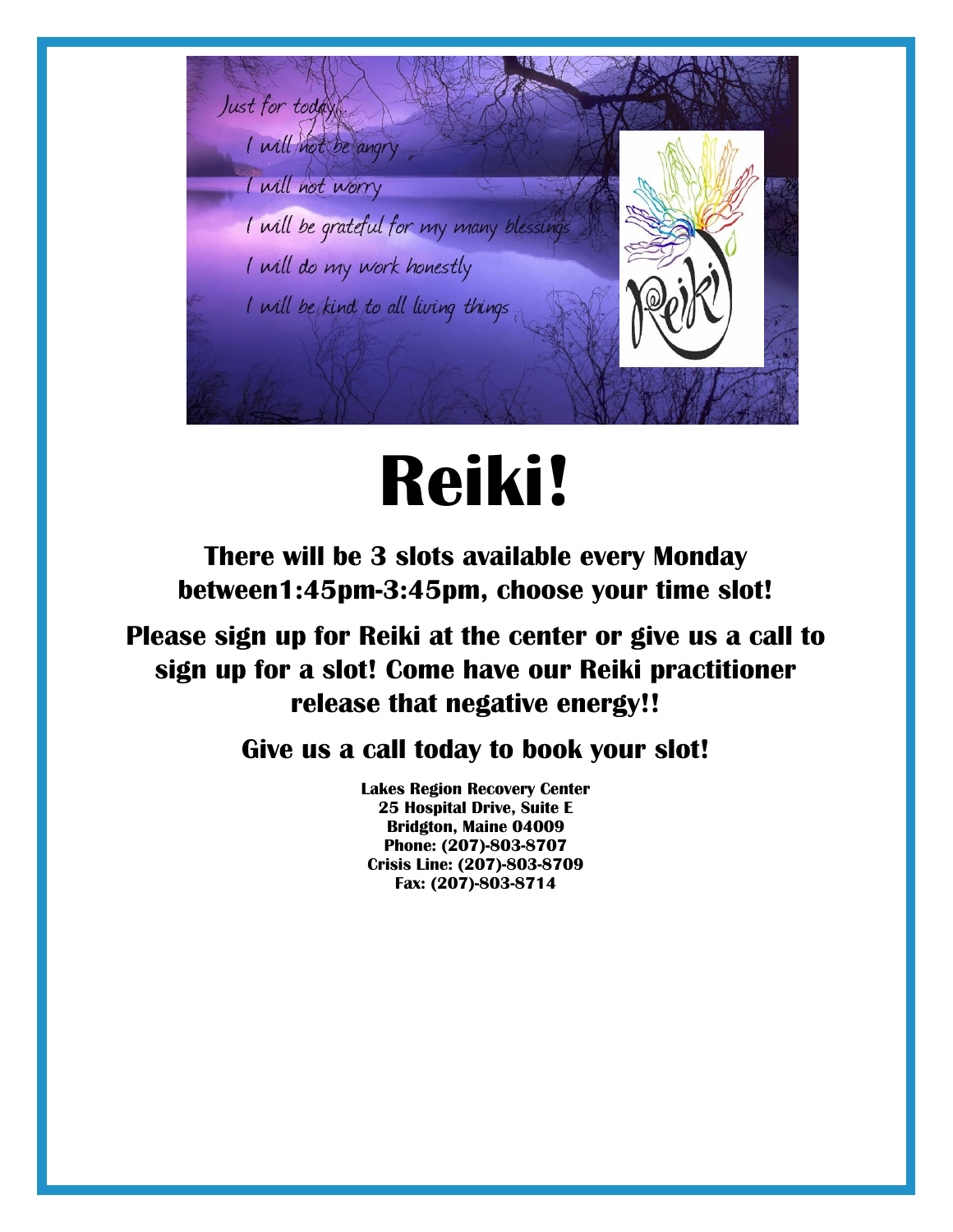Just for today...

I will not be angry

I will not worry

I will be grateful for my many blessings

I will do my work honestly

I will be kind to all living things

Reiki

# Reiki!

**There will be 3 slots available every Monday between1:45pm-3:45pm, choose your time slot!**

**Please sign up for Reiki at the center or give us a call to sign up for a slot! Come have our Reiki practitioner release that negative energy!!**

**Give us a call today to book your slot!**

**Lakes Region Recovery Center**
**25 Hospital Drive, Suite E**
**Bridgton, Maine 04009**
**Phone: (207)-803-8707**
**Crisis Line: (207)-803-8709**
**Fax: (207)-803-8714**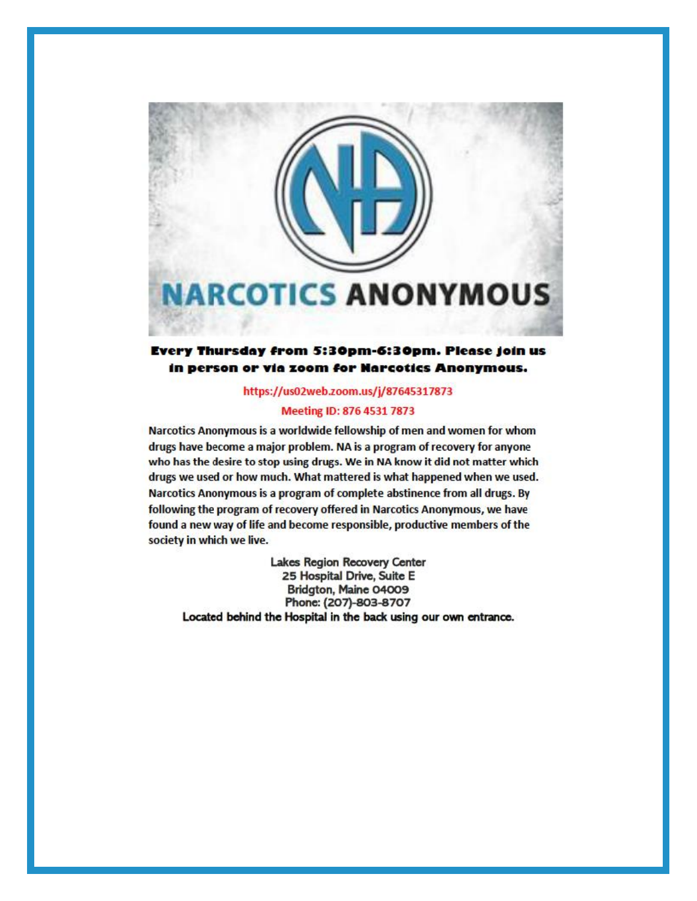# NARCOTICS ANONYMOUS

**Every Thursday from 5:30pm-6:30pm. Please join us in person or via zoom for Narcotics Anonymous.**

https://us02web.zoom.us/j/87645317873

Meeting ID: 876 4531 7873

Narcotics Anonymous is a worldwide fellowship of men and women for whom drugs have become a major problem. NA is a program of recovery for anyone who has the desire to stop using drugs. We in NA know it did not matter which drugs we used or how much. What mattered is what happened when we used. Narcotics Anonymous is a program of complete abstinence from all drugs. By following the program of recovery offered in Narcotics Anonymous, we have found a new way of life and become responsible, productive members of the society in which we live.

Lakes Region Recovery Center
25 Hospital Drive, Suite E
Bridgton, Maine 04009
Phone: (207)-803-8707

**Located behind the Hospital in the back using our own entrance.**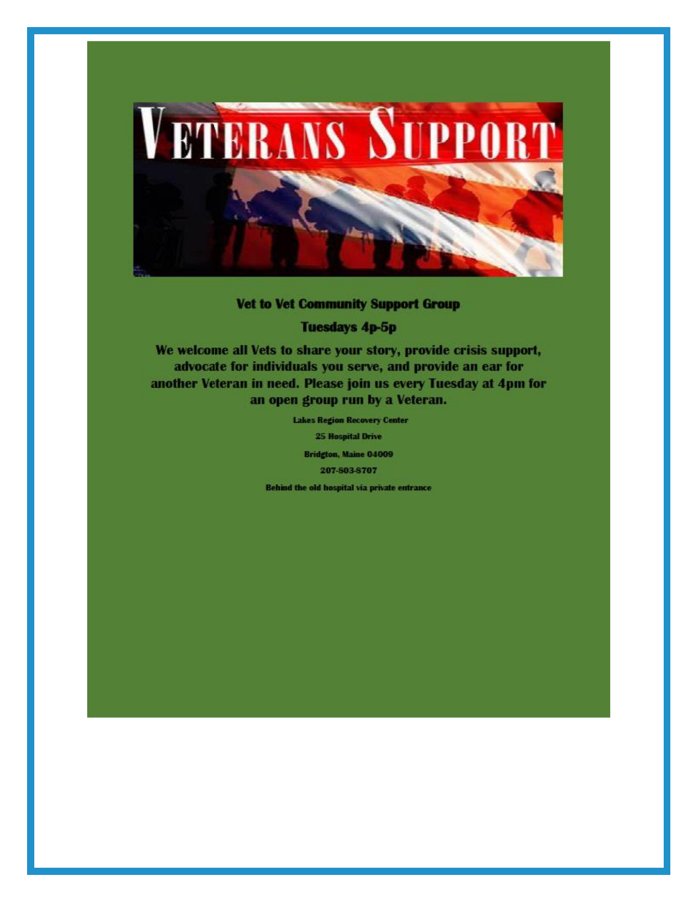# VETERANS SUPPORT

**Vet to Vet Community Support Group**

**Tuesdays 4p-5p**

**We welcome all Vets to share your story, provide crisis support, advocate for individuals you serve, and provide an ear for another Veteran in need. Please join us every Tuesday at 4pm for an open group run by a Veteran.**

**Lakes Region Recovery Center**

**25 Hospital Drive**

**Bridgton, Maine 04009**

**207-803-8707**

**Behind the old hospital via private entrance**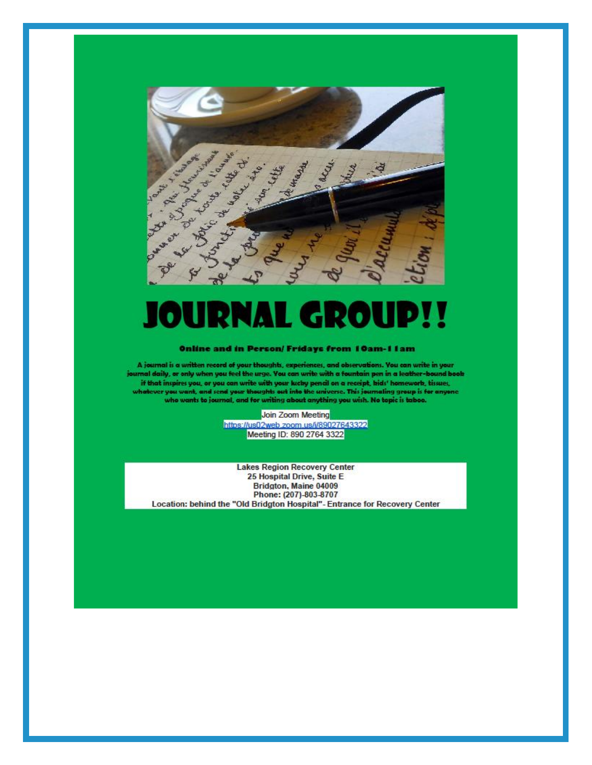# JOURNAL GROUP!!

**Online and in Person/ Fridays from 10am-11am**

**A journal is a written record of your thoughts, experiences, and observations. You can write in your journal daily, or only when you feel the urge. You can write with a fountain pen in a leather-bound book if that inspires you, or you can write with your lucky pencil on a receipt, kids' homework, tissues, whatever you want, and send your thoughts out into the universe. This journaling group is for anyone who wants to journal, and for writing about anything you wish. No topic is taboo.**

Join Zoom Meeting
https://us02web.zoom.us/j/89027643322
Meeting ID: 890 2764 3322

**Lakes Region Recovery Center**
**25 Hospital Drive, Suite E**
**Bridgton, Maine 04009**
**Phone: (207)-803-8707**
**Location: behind the "Old Bridgton Hospital"- Entrance for Recovery Center**